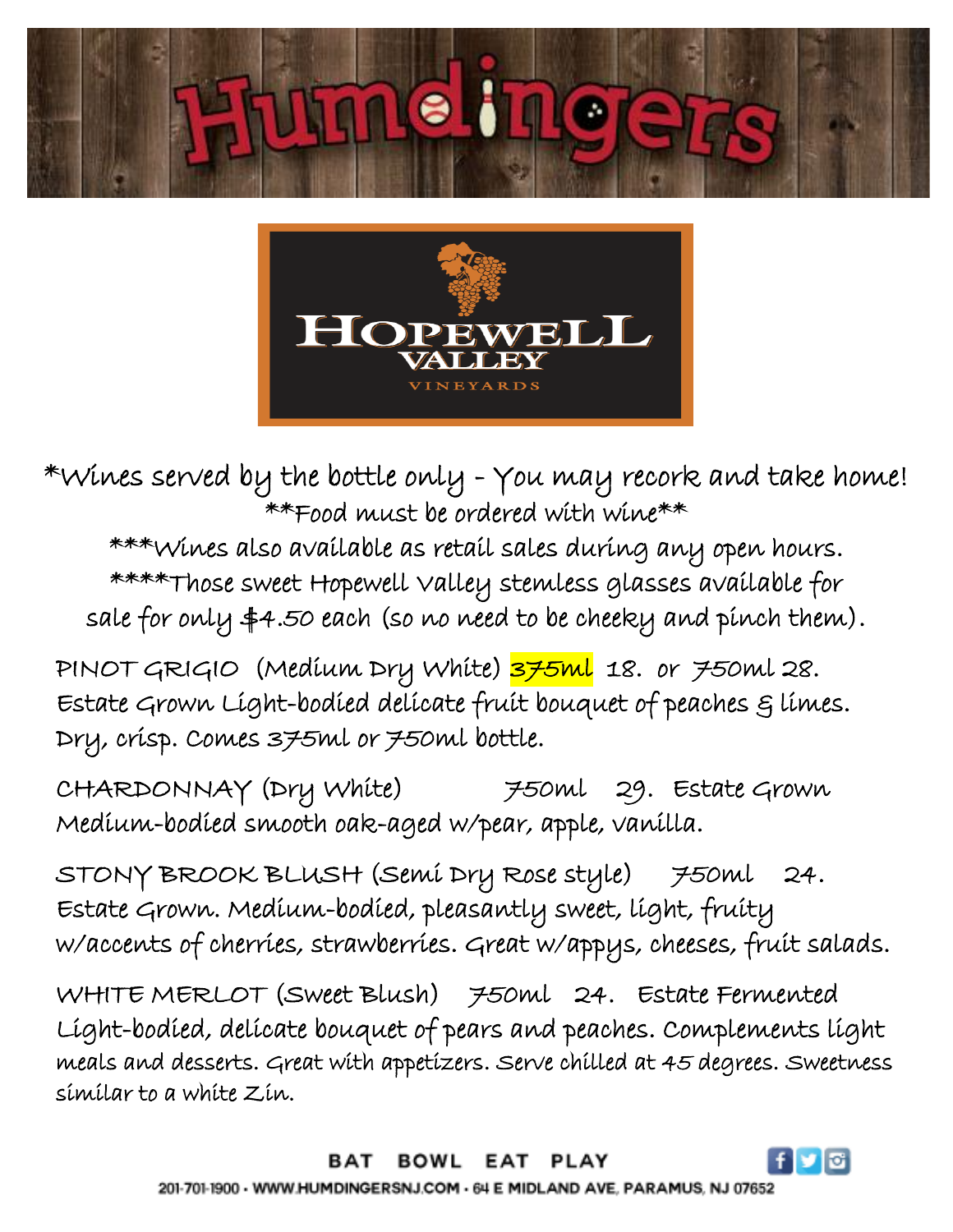# Humdingers

## Hopewell Valley Vineyards

*Wines served by the bottle only - You may recork and take home!

**Food must be ordered with wine**

***Wines also available as retail sales during any open hours.

****Those sweet Hopewell Valley stemless glasses available for sale for only $4.50 each (so no need to be cheeky and pinch them).

PINOT GRIGIO (Medium Dry White) 375ml 18. or 750ml 28.
Estate Grown Light-bodied delicate fruit bouquet of peaches & limes. Dry, crisp. Comes 375ml or 750ml bottle.

CHARDONNAY (Dry White) 750ml 29. Estate Grown
Medium-bodied smooth oak-aged w/pear, apple, vanilla.

STONY BROOK BLUSH (Semi Dry Rose style) 750ml 24.
Estate Grown. Medium-bodied, pleasantly sweet, light, fruity w/accents of cherries, strawberries. Great w/appys, cheeses, fruit salads.

WHITE MERLOT (Sweet Blush) 750ml 24. Estate Fermented
Light-bodied, delicate bouquet of pears and peaches. Complements light meals and desserts. Great with appetizers. Serve chilled at 45 degrees. Sweetness similar to a white Zin.

BAT BOWL EAT PLAY

201-701-1900 • WWW.HUMDINGERSNJ.COM • 64 E MIDLAND AVE, PARAMUS, NJ 07652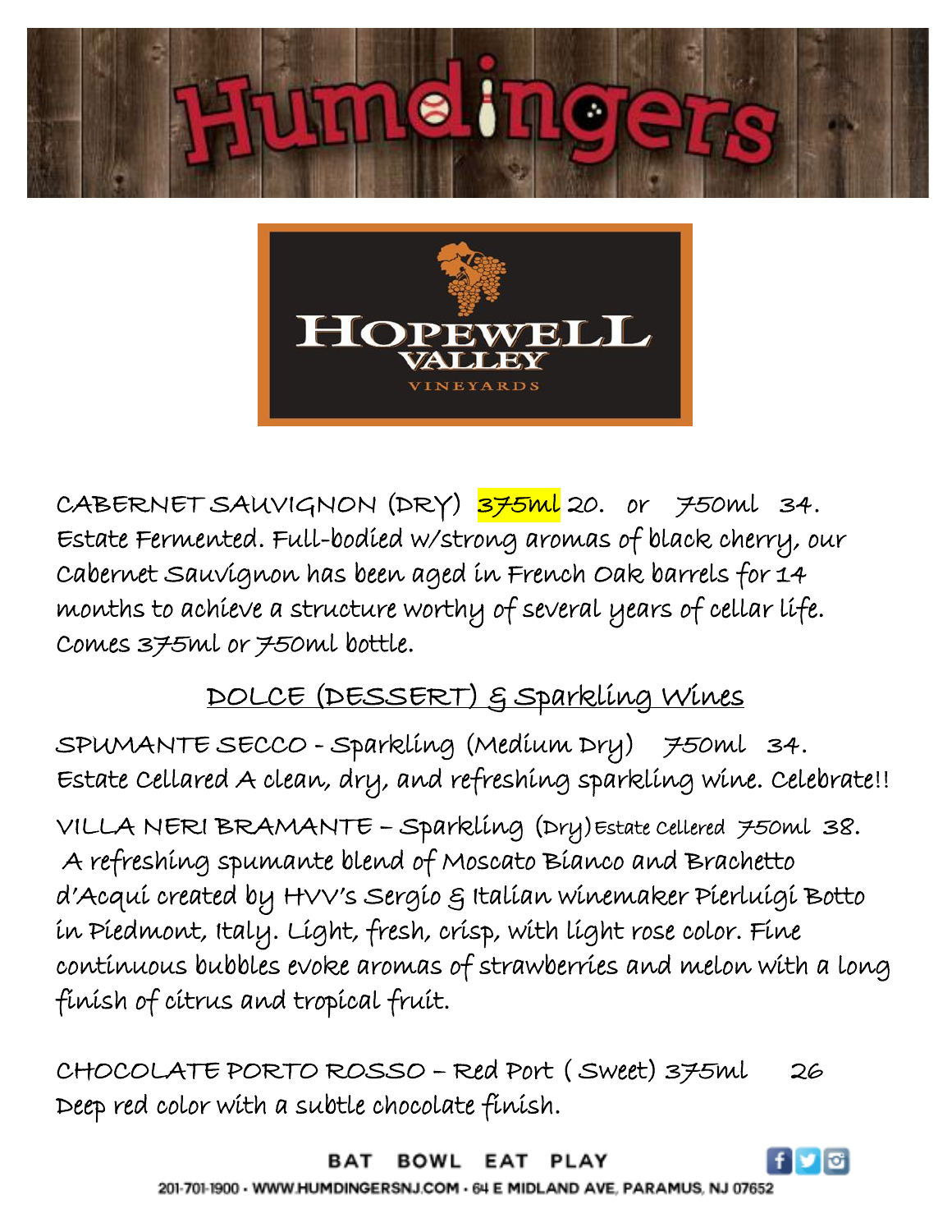# Humdingers

## HOPEWELL VALLEY VINEYARDS

CABERNET SAUVIGNON (DRY) 375ml 20. or 750ml 34.
Estate Fermented. Full-bodied w/strong aromas of black cherry, our Cabernet Sauvignon has been aged in French Oak barrels for 14 months to achieve a structure worthy of several years of cellar life. Comes 375ml or 750ml bottle.

## DOLCE (DESSERT) & Sparkling Wines

SPUMANTE SECCO - Sparkling (Medium Dry) 750ml 34.
Estate Cellared A clean, dry, and refreshing sparkling wine. Celebrate!!

VILLA NERI BRAMANTE – Sparkling (Dry) Estate Cellered 750ml 38.
A refreshing spumante blend of Moscato Bianco and Brachetto d'Acqui created by HVV's Sergio & Italian winemaker Pierluigi Botto in Piedmont, Italy. Light, fresh, crisp, with light rose color. Fine continuous bubbles evoke aromas of strawberries and melon with a long finish of citrus and tropical fruit.

CHOCOLATE PORTO ROSSO – Red Port ( Sweet) 375ml 26
Deep red color with a subtle chocolate finish.

BAT BOWL EAT PLAY

201-701-1900 • WWW.HUMDINGERSNJ.COM • 64 E MIDLAND AVE, PARAMUS, NJ 07652